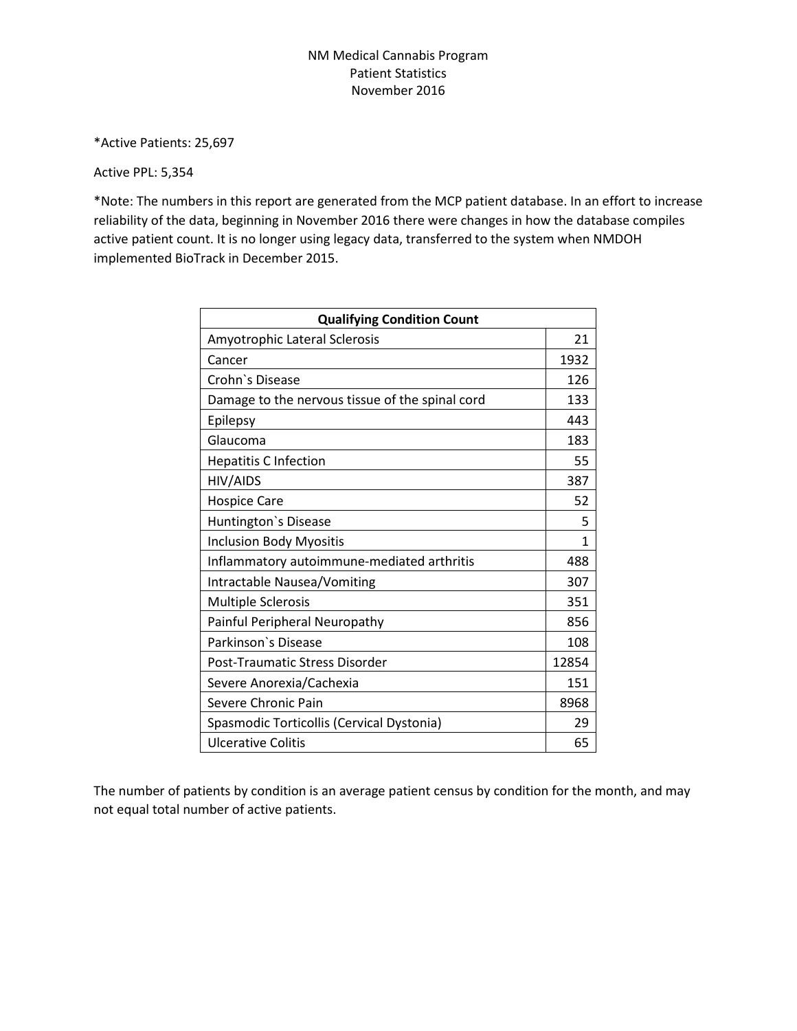# NM Medical Cannabis Program
## Patient Statistics
## November 2016

*Active Patients: 25,697

Active PPL: 5,354

*Note: The numbers in this report are generated from the MCP patient database. In an effort to increase reliability of the data, beginning in November 2016 there were changes in how the database compiles active patient count. It is no longer using legacy data, transferred to the system when NMDOH implemented BioTrack in December 2015.

| **Qualifying Condition Count** | |
|---|---|
| Amyotrophic Lateral Sclerosis | 21 |
| Cancer | 1932 |
| Crohn`s Disease | 126 |
| Damage to the nervous tissue of the spinal cord | 133 |
| Epilepsy | 443 |
| Glaucoma | 183 |
| Hepatitis C Infection | 55 |
| HIV/AIDS | 387 |
| Hospice Care | 52 |
| Huntington`s Disease | 5 |
| Inclusion Body Myositis | 1 |
| Inflammatory autoimmune-mediated arthritis | 488 |
| Intractable Nausea/Vomiting | 307 |
| Multiple Sclerosis | 351 |
| Painful Peripheral Neuropathy | 856 |
| Parkinson`s Disease | 108 |
| Post-Traumatic Stress Disorder | 12854 |
| Severe Anorexia/Cachexia | 151 |
| Severe Chronic Pain | 8968 |
| Spasmodic Torticollis (Cervical Dystonia) | 29 |
| Ulcerative Colitis | 65 |

The number of patients by condition is an average patient census by condition for the month, and may not equal total number of active patients.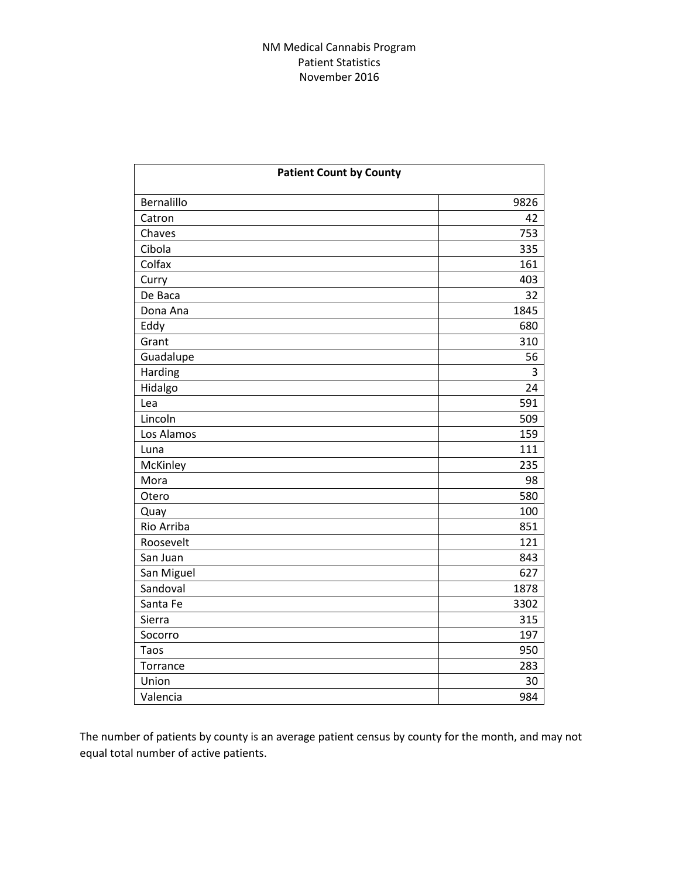NM Medical Cannabis Program
Patient Statistics
November 2016

| Patient Count by County | |
|---|---|
| Bernalillo | 9826 |
| Catron | 42 |
| Chaves | 753 |
| Cibola | 335 |
| Colfax | 161 |
| Curry | 403 |
| De Baca | 32 |
| Dona Ana | 1845 |
| Eddy | 680 |
| Grant | 310 |
| Guadalupe | 56 |
| Harding | 3 |
| Hidalgo | 24 |
| Lea | 591 |
| Lincoln | 509 |
| Los Alamos | 159 |
| Luna | 111 |
| McKinley | 235 |
| Mora | 98 |
| Otero | 580 |
| Quay | 100 |
| Rio Arriba | 851 |
| Roosevelt | 121 |
| San Juan | 843 |
| San Miguel | 627 |
| Sandoval | 1878 |
| Santa Fe | 3302 |
| Sierra | 315 |
| Socorro | 197 |
| Taos | 950 |
| Torrance | 283 |
| Union | 30 |
| Valencia | 984 |

The number of patients by county is an average patient census by county for the month, and may not equal total number of active patients.